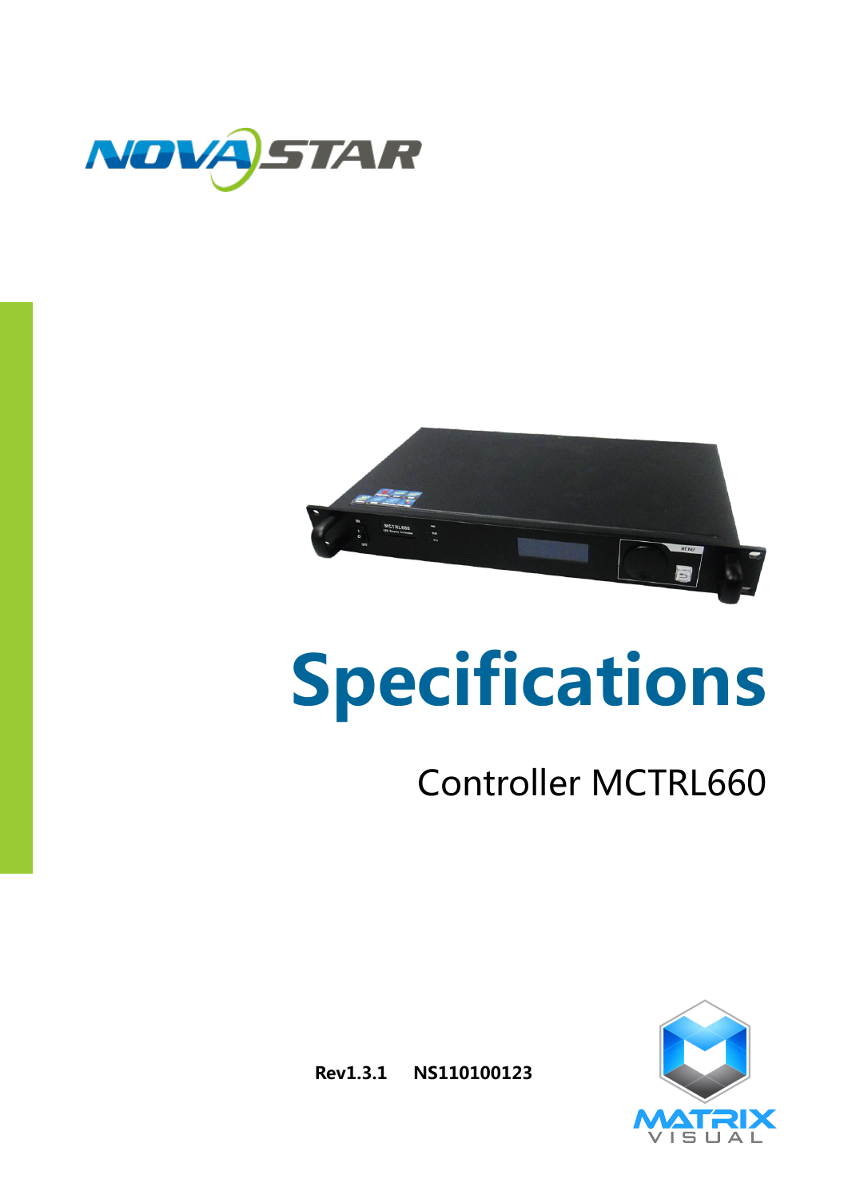# Specifications

Controller MCTRL660

**Rev1.3.1 NS110100123**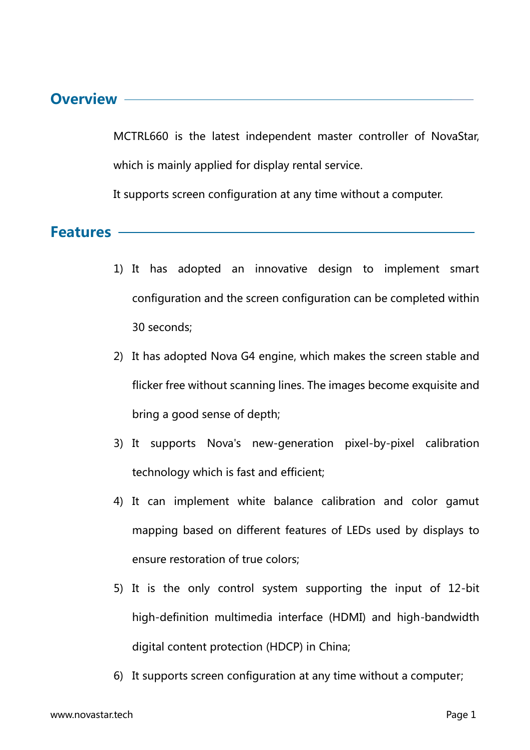## Overview

MCTRL660 is the latest independent master controller of NovaStar, which is mainly applied for display rental service.

It supports screen configuration at any time without a computer.

## Features

1) It has adopted an innovative design to implement smart configuration and the screen configuration can be completed within 30 seconds;
2) It has adopted Nova G4 engine, which makes the screen stable and flicker free without scanning lines. The images become exquisite and bring a good sense of depth;
3) It supports Nova's new-generation pixel-by-pixel calibration technology which is fast and efficient;
4) It can implement white balance calibration and color gamut mapping based on different features of LEDs used by displays to ensure restoration of true colors;
5) It is the only control system supporting the input of 12-bit high-definition multimedia interface (HDMI) and high-bandwidth digital content protection (HDCP) in China;
6) It supports screen configuration at any time without a computer;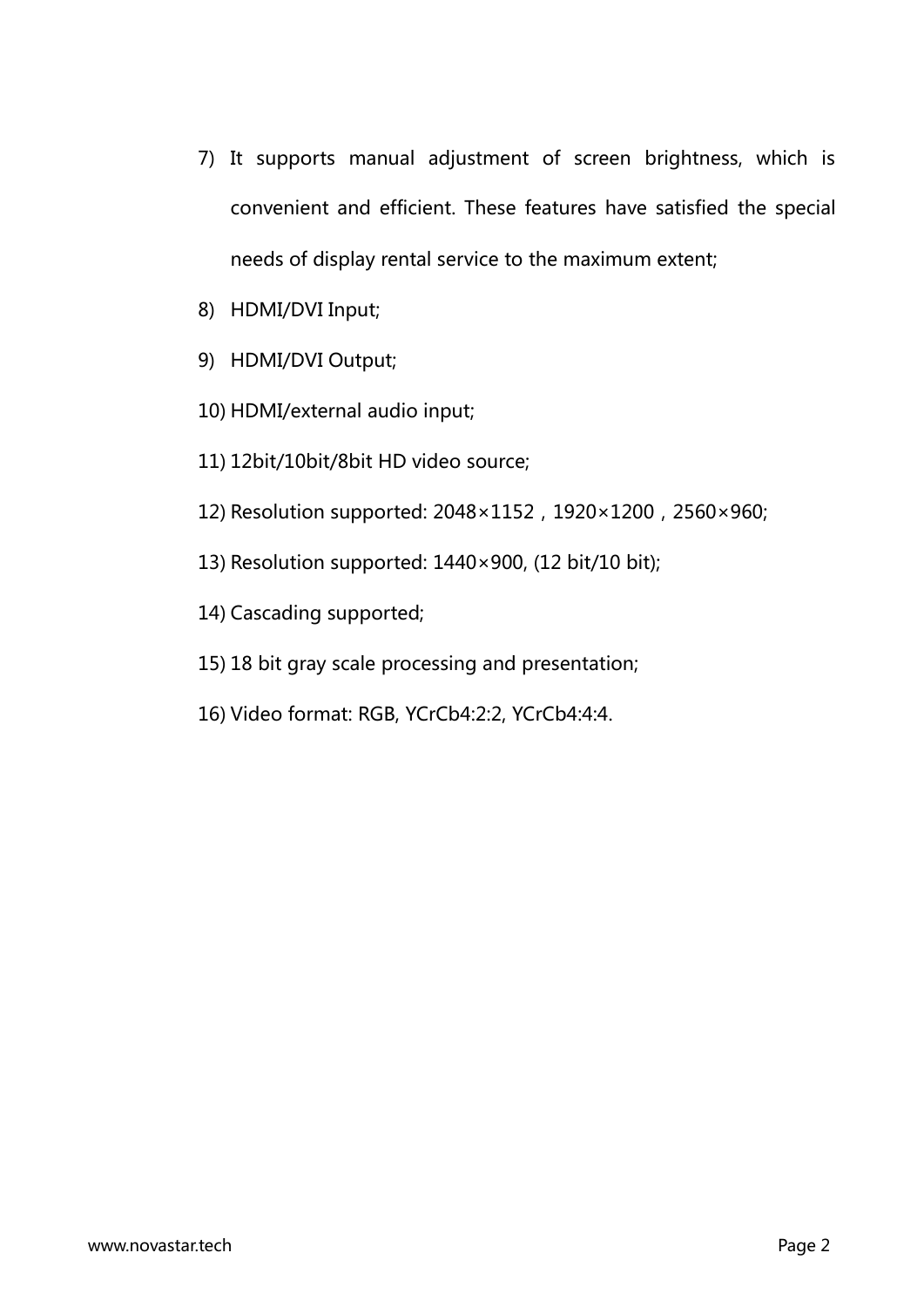7) It supports manual adjustment of screen brightness, which is convenient and efficient. These features have satisfied the special needs of display rental service to the maximum extent;
8) HDMI/DVI Input;
9) HDMI/DVI Output;
10) HDMI/external audio input;
11) 12bit/10bit/8bit HD video source;
12) Resolution supported: 2048×1152，1920×1200，2560×960;
13) Resolution supported: 1440×900, (12 bit/10 bit);
14) Cascading supported;
15) 18 bit gray scale processing and presentation;
16) Video format: RGB, YCrCb4:2:2, YCrCb4:4:4.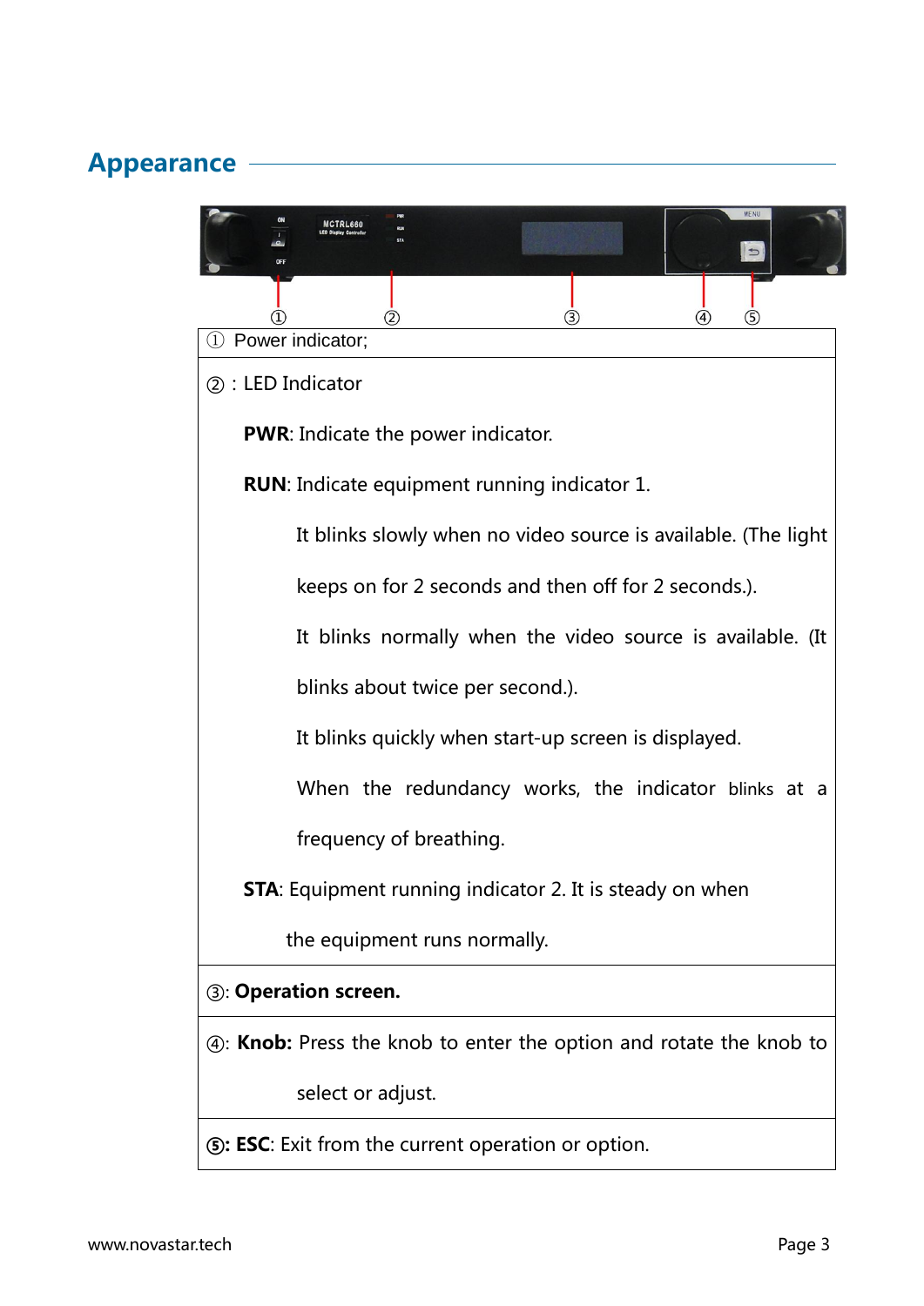## Appearance

| ① Power indicator; |
|---|
| ② : LED Indicator<br><br>**PWR**: Indicate the power indicator.<br><br>**RUN**: Indicate equipment running indicator 1.<br><br>It blinks slowly when no video source is available. (The light keeps on for 2 seconds and then off for 2 seconds.).<br><br>It blinks normally when the video source is available. (It blinks about twice per second.).<br><br>It blinks quickly when start-up screen is displayed.<br><br>When the redundancy works, the indicator blinks at a frequency of breathing.<br><br>**STA**: Equipment running indicator 2. It is steady on when the equipment runs normally. |
| ③: **Operation screen.** |
| ④: **Knob:** Press the knob to enter the option and rotate the knob to select or adjust. |
| **⑤: ESC**: Exit from the current operation or option. |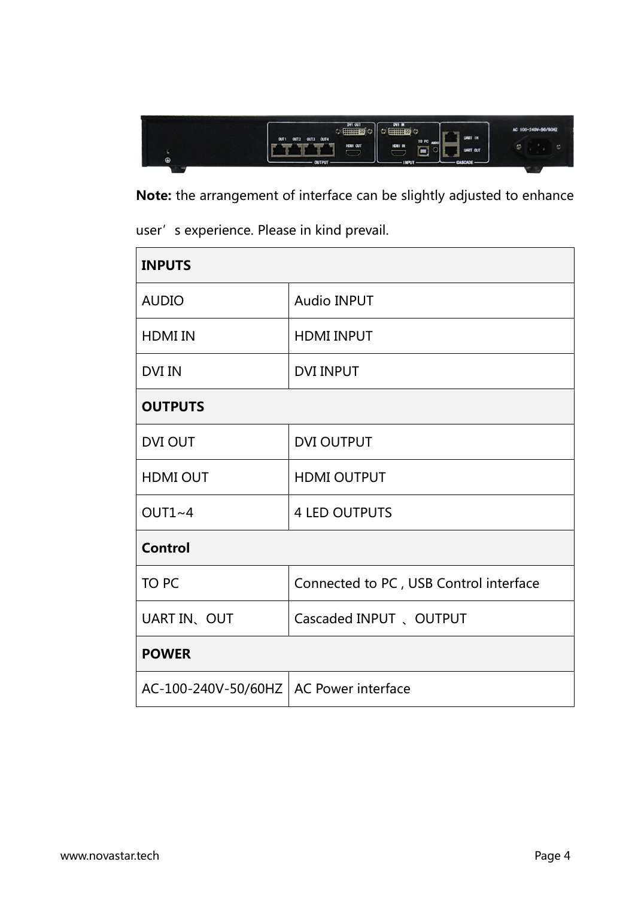**Note:** the arrangement of interface can be slightly adjusted to enhance user's experience. Please in kind prevail.

| **INPUTS** | |
|---|---|
| AUDIO | Audio INPUT |
| HDMI IN | HDMI INPUT |
| DVI IN | DVI INPUT |
| **OUTPUTS** | |
| DVI OUT | DVI OUTPUT |
| HDMI OUT | HDMI OUTPUT |
| OUT1~4 | 4 LED OUTPUTS |
| **Control** | |
| TO PC | Connected to PC , USB Control interface |
| UART IN、OUT | Cascaded INPUT 、OUTPUT |
| **POWER** | |
| AC-100-240V-50/60HZ | AC Power interface |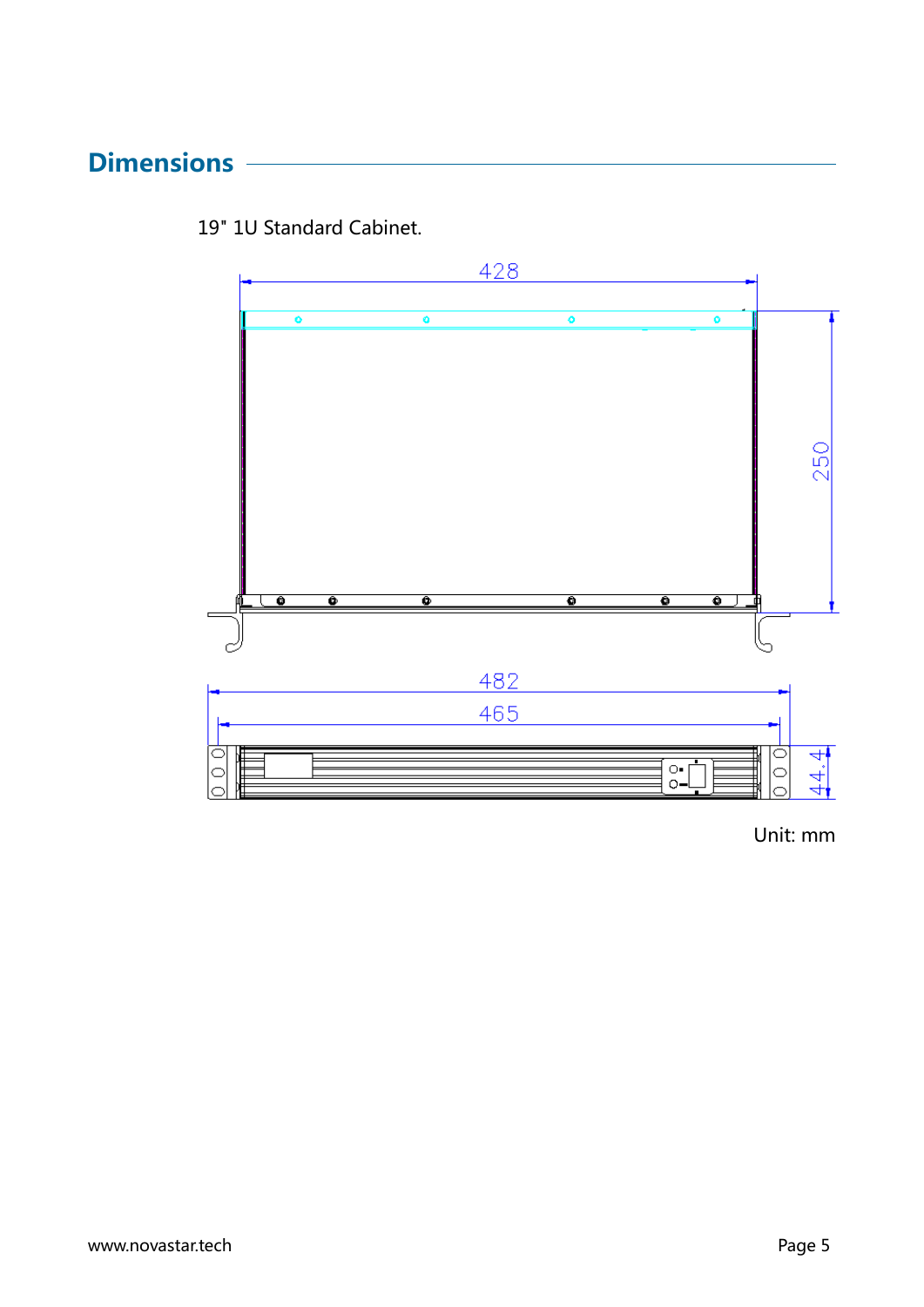## Dimensions

19" 1U Standard Cabinet.

Unit: mm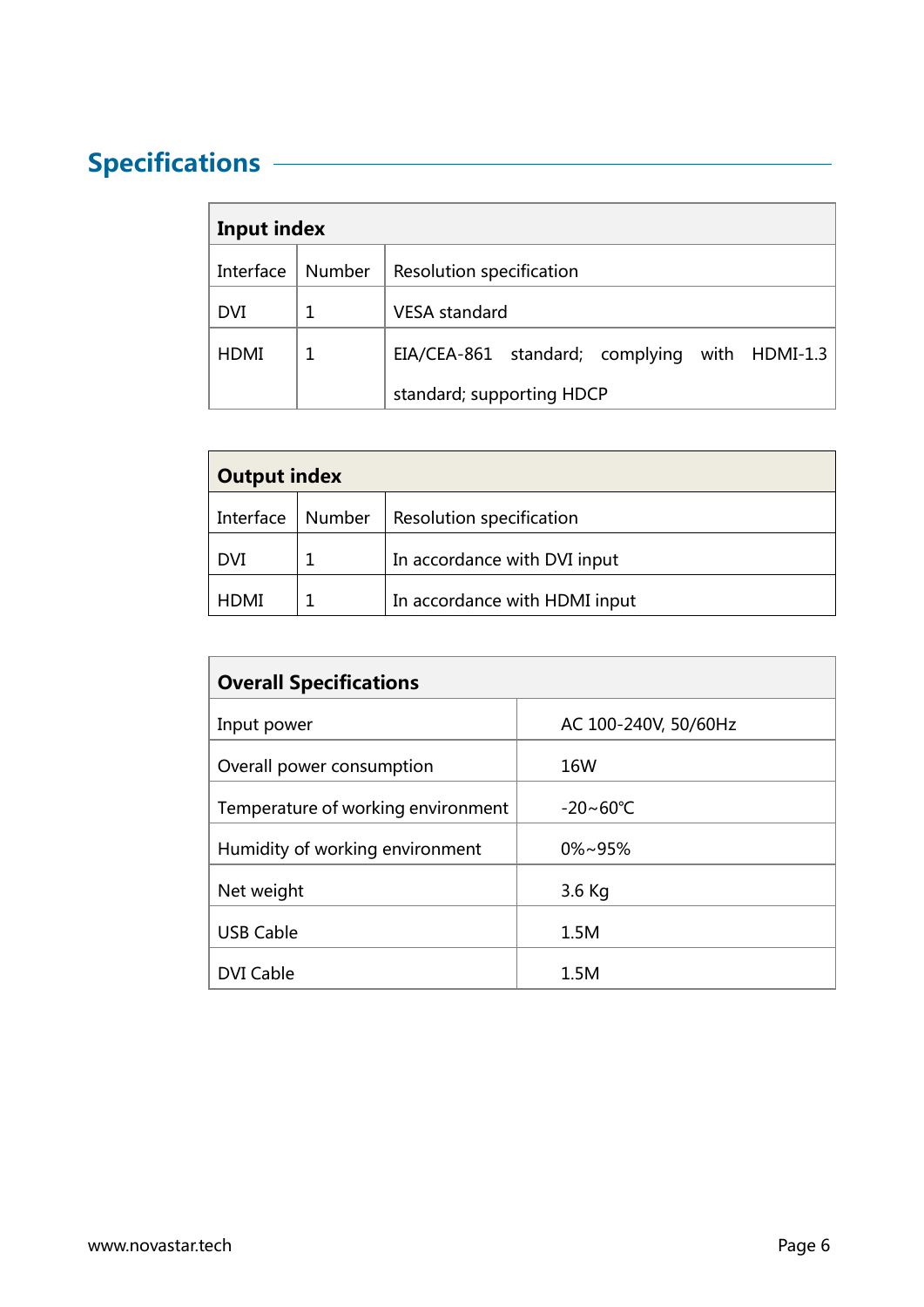## Specifications

| Input index | | |
|---|---|---|
| Interface | Number | Resolution specification |
| DVI | 1 | VESA standard |
| HDMI | 1 | EIA/CEA-861 standard; complying with HDMI-1.3 standard; supporting HDCP |

| Output index | | |
|---|---|---|
| Interface | Number | Resolution specification |
| DVI | 1 | In accordance with DVI input |
| HDMI | 1 | In accordance with HDMI input |

| Overall Specifications | |
|---|---|
| Input power | AC 100-240V, 50/60Hz |
| Overall power consumption | 16W |
| Temperature of working environment | -20~60℃ |
| Humidity of working environment | 0%~95% |
| Net weight | 3.6 Kg |
| USB Cable | 1.5M |
| DVI Cable | 1.5M |

www.novastar.tech